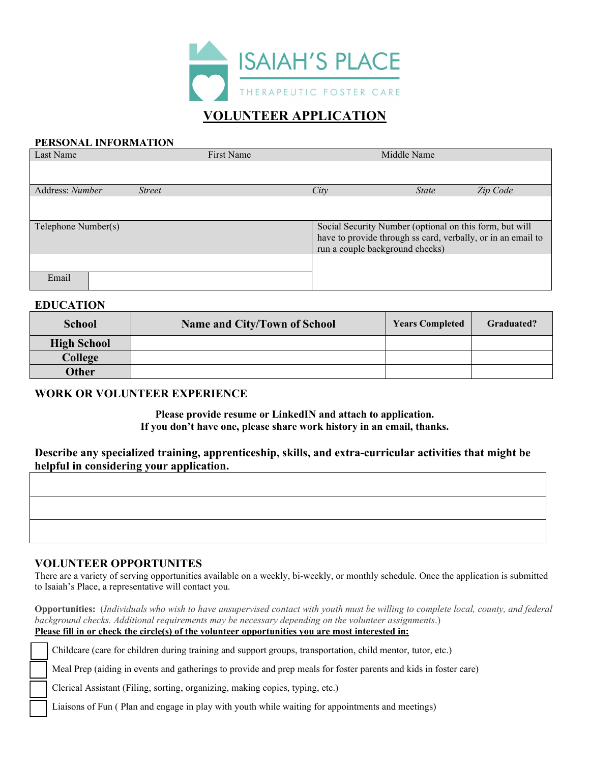# ISAIAH'S PLACE

THERAPEUTIC FOSTER CARE

## VOLUNTEER APPLICATION

### PERSONAL INFORMATION

| Last Name | First Name | Middle Name |
|---|---|---|
| | | |

| Address: *Number* | *Street* | *City* | *State* | *Zip Code* |
|---|---|---|---|---|
| | | | | |

| Telephone Number(s) | Social Security Number (optional on this form, but will have to provide through ss card, verbally, or in an email to run a couple background checks) |
|---|---|
| | |
| Email | |

### EDUCATION

| School | Name and City/Town of School | Years Completed | Graduated? |
|---|---|---|---|
| High School | | | |
| College | | | |
| Other | | | |

### WORK OR VOLUNTEER EXPERIENCE

**Please provide resume or LinkedIN and attach to application.**
**If you don't have one, please share work history in an email, thanks.**

**Describe any specialized training, apprenticeship, skills, and extra-curricular activities that might be helpful in considering your application.**

### VOLUNTEER OPPORTUNITES

There are a variety of serving opportunities available on a weekly, bi-weekly, or monthly schedule. Once the application is submitted to Isaiah's Place, a representative will contact you.

**Opportunities:** (*Individuals who wish to have unsupervised contact with youth must be willing to complete local, county, and federal background checks. Additional requirements may be necessary depending on the volunteer assignments*.)

**Please fill in or check the circle(s) of the volunteer opportunities you are most interested in:**

- ☐ Childcare (care for children during training and support groups, transportation, child mentor, tutor, etc.)
- ☐ Meal Prep (aiding in events and gatherings to provide and prep meals for foster parents and kids in foster care)
- ☐ Clerical Assistant (Filing, sorting, organizing, making copies, typing, etc.)
- ☐ Liaisons of Fun ( Plan and engage in play with youth while waiting for appointments and meetings)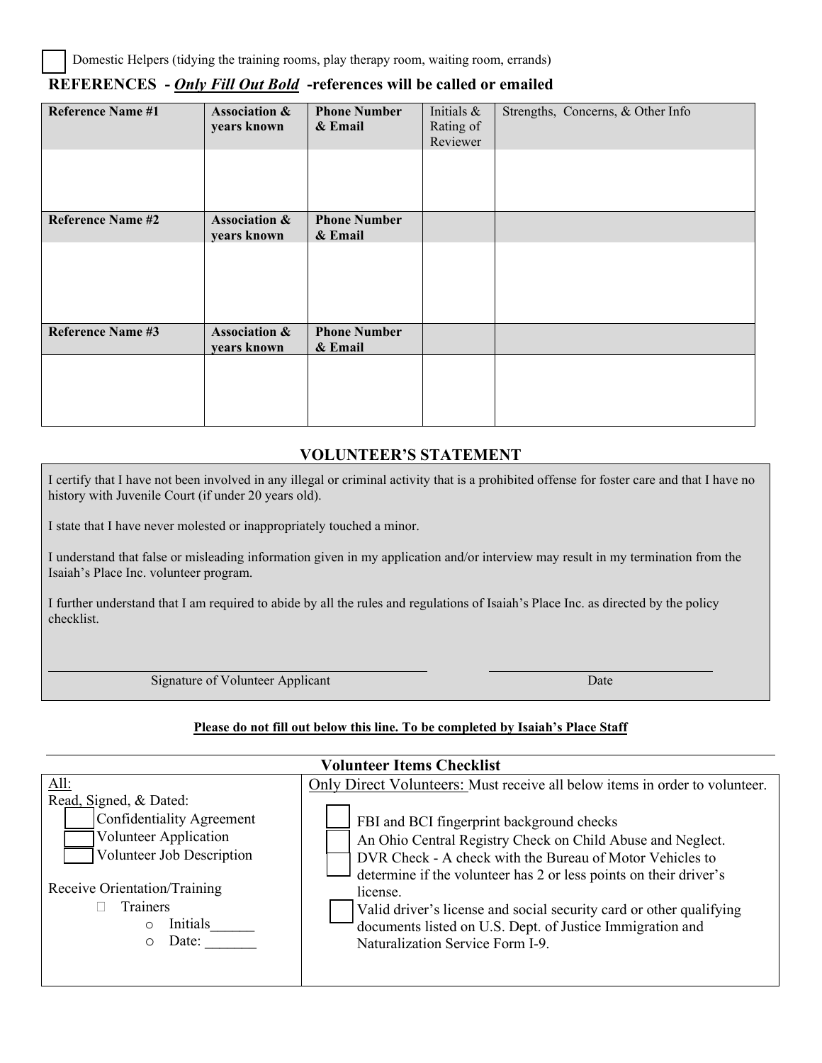☐ Domestic Helpers (tidying the training rooms, play therapy room, waiting room, errands)

## REFERENCES - ***Only Fill Out Bold*** -references will be called or emailed

| Reference Name #1 | Association & years known | Phone Number & Email | Initials & Rating of Reviewer | Strengths, Concerns, & Other Info |
|---|---|---|---|---|
| | | | | |
| **Reference Name #2** | **Association & years known** | **Phone Number & Email** | | |
| | | | | |
| **Reference Name #3** | **Association & years known** | **Phone Number & Email** | | |
| | | | | |

## VOLUNTEER'S STATEMENT

I certify that I have not been involved in any illegal or criminal activity that is a prohibited offense for foster care and that I have no history with Juvenile Court (if under 20 years old).

I state that I have never molested or inappropriately touched a minor.

I understand that false or misleading information given in my application and/or interview may result in my termination from the Isaiah's Place Inc. volunteer program.

I further understand that I am required to abide by all the rules and regulations of Isaiah's Place Inc. as directed by the policy checklist.

_______________________________ Signature of Volunteer Applicant

_______________________________ Date

**Please do not fill out below this line. To be completed by Isaiah's Place Staff**

### Volunteer Items Checklist

| All: | Only Direct Volunteers: Must receive all below items in order to volunteer. |
|---|---|
| Read, Signed, & Dated:<br>☐ Confidentiality Agreement<br>☐ Volunteer Application<br>☐ Volunteer Job Description<br><br>Receive Orientation/Training<br>☐ Trainers<br>○ Initials______<br>○ Date: _______ | ☐ FBI and BCI fingerprint background checks<br>☐ An Ohio Central Registry Check on Child Abuse and Neglect.<br>☐ DVR Check - A check with the Bureau of Motor Vehicles to determine if the volunteer has 2 or less points on their driver's license.<br>☐ Valid driver's license and social security card or other qualifying documents listed on U.S. Dept. of Justice Immigration and Naturalization Service Form I-9. |